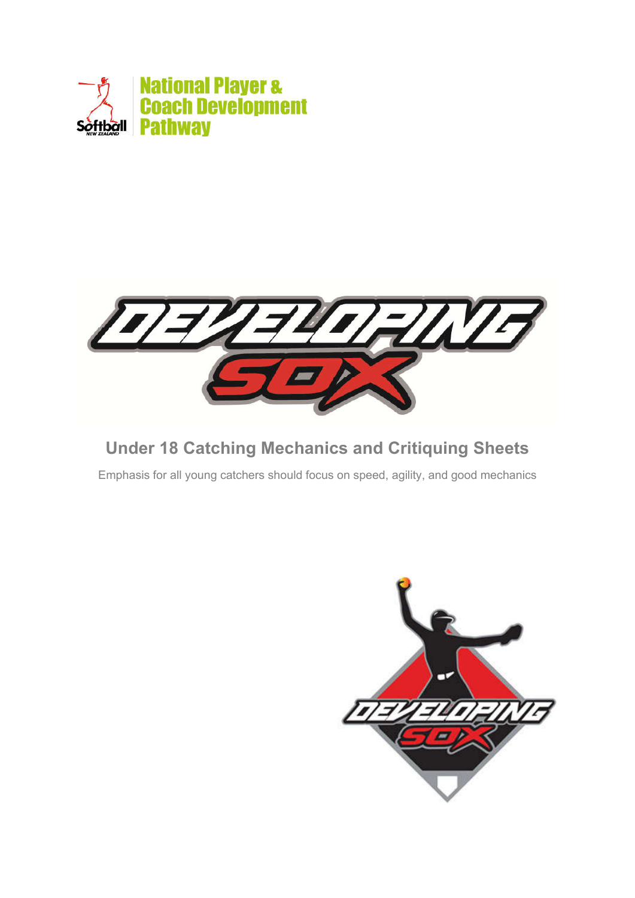National Player & Coach Development Pathway

# Under 18 Catching Mechanics and Critiquing Sheets

Emphasis for all young catchers should focus on speed, agility, and good mechanics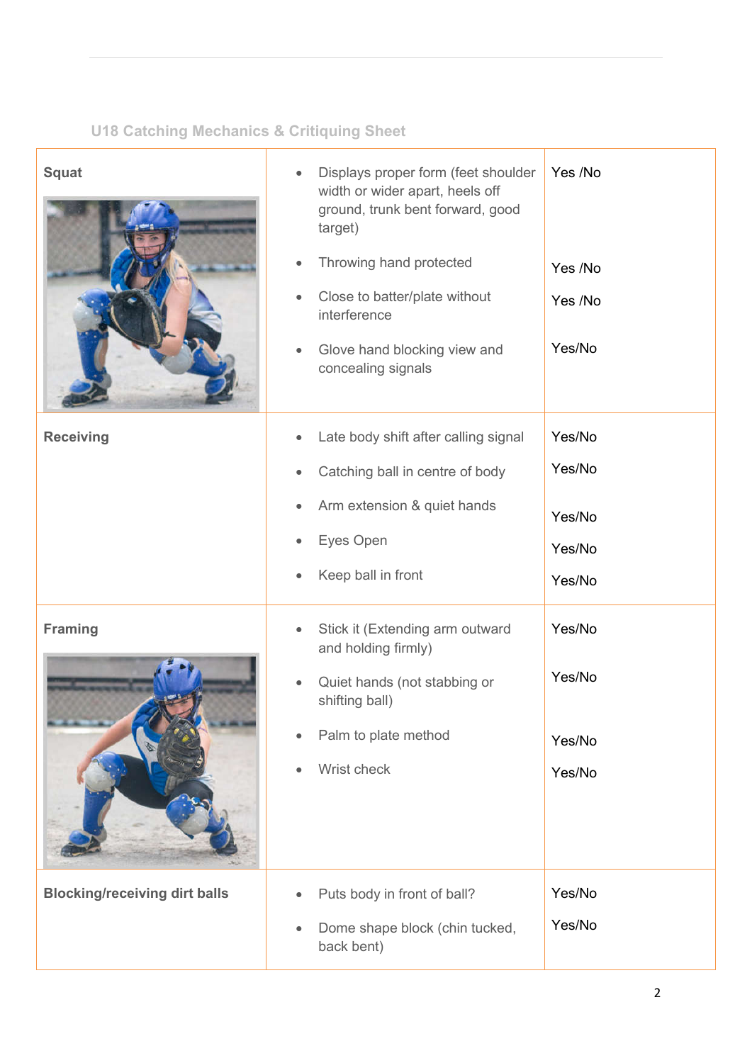## U18 Catching Mechanics & Critiquing Sheet

| | | |
|---|---|---|
| **Squat** | • Displays proper form (feet shoulder width or wider apart, heels off ground, trunk bent forward, good target) | Yes /No |
| | • Throwing hand protected | Yes /No |
| | • Close to batter/plate without interference | Yes /No |
| | • Glove hand blocking view and concealing signals | Yes/No |
| **Receiving** | • Late body shift after calling signal | Yes/No |
| | • Catching ball in centre of body | Yes/No |
| | • Arm extension & quiet hands | Yes/No |
| | • Eyes Open | Yes/No |
| | • Keep ball in front | Yes/No |
| **Framing** | • Stick it (Extending arm outward and holding firmly) | Yes/No |
| | • Quiet hands (not stabbing or shifting ball) | Yes/No |
| | • Palm to plate method | Yes/No |
| | • Wrist check | Yes/No |
| **Blocking/receiving dirt balls** | • Puts body in front of ball? | Yes/No |
| | • Dome shape block (chin tucked, back bent) | Yes/No |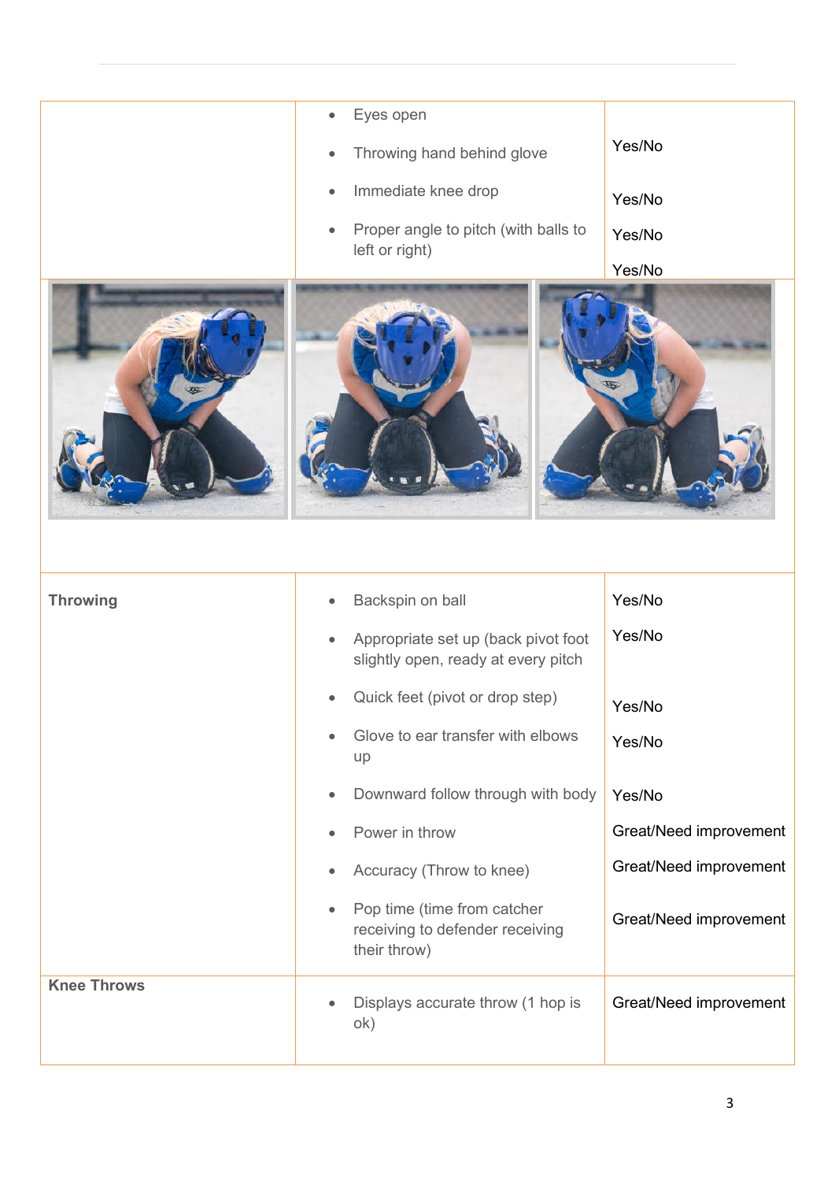| | | |
|---|---|---|
| | • Eyes open<br>• Throwing hand behind glove<br>• Immediate knee drop<br>• Proper angle to pitch (with balls to left or right) | Yes/No<br>Yes/No<br>Yes/No<br>Yes/No |
| **Throwing** | • Backspin on ball<br>• Appropriate set up (back pivot foot slightly open, ready at every pitch<br>• Quick feet (pivot or drop step)<br>• Glove to ear transfer with elbows up<br>• Downward follow through with body<br>• Power in throw<br>• Accuracy (Throw to knee)<br>• Pop time (time from catcher receiving to defender receiving their throw) | Yes/No<br>Yes/No<br>Yes/No<br>Yes/No<br>Yes/No<br>Great/Need improvement<br>Great/Need improvement<br>Great/Need improvement |
| **Knee Throws** | • Displays accurate throw (1 hop is ok) | Great/Need improvement |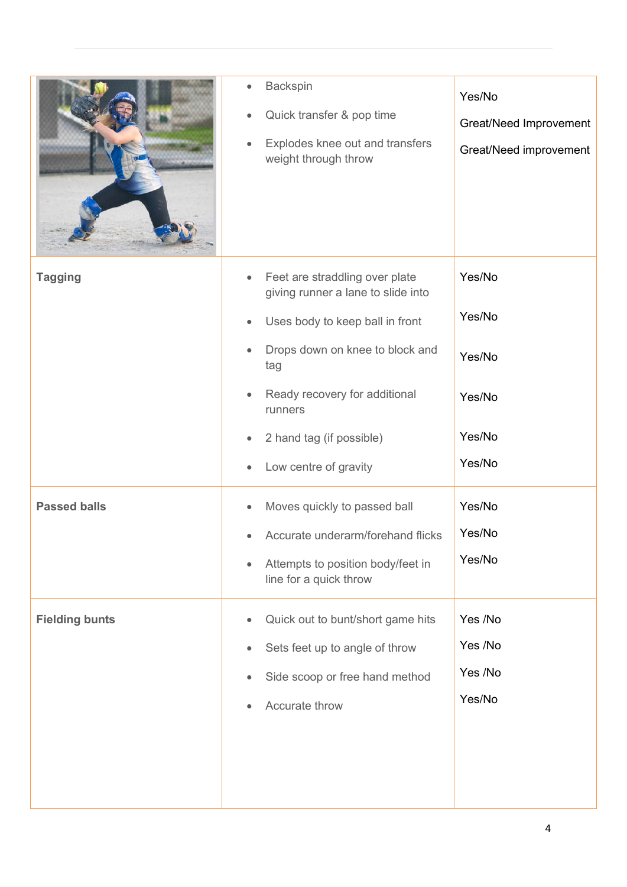| | | |
|---|---|---|
| | • Backspin<br>• Quick transfer & pop time<br>• Explodes knee out and transfers weight through throw | Yes/No<br>Great/Need Improvement<br>Great/Need improvement |
| **Tagging** | • Feet are straddling over plate giving runner a lane to slide into<br>• Uses body to keep ball in front<br>• Drops down on knee to block and tag<br>• Ready recovery for additional runners<br>• 2 hand tag (if possible)<br>• Low centre of gravity | Yes/No<br>Yes/No<br>Yes/No<br>Yes/No<br>Yes/No<br>Yes/No |
| **Passed balls** | • Moves quickly to passed ball<br>• Accurate underarm/forehand flicks<br>• Attempts to position body/feet in line for a quick throw | Yes/No<br>Yes/No<br>Yes/No |
| **Fielding bunts** | • Quick out to bunt/short game hits<br>• Sets feet up to angle of throw<br>• Side scoop or free hand method<br>• Accurate throw | Yes /No<br>Yes /No<br>Yes /No<br>Yes/No |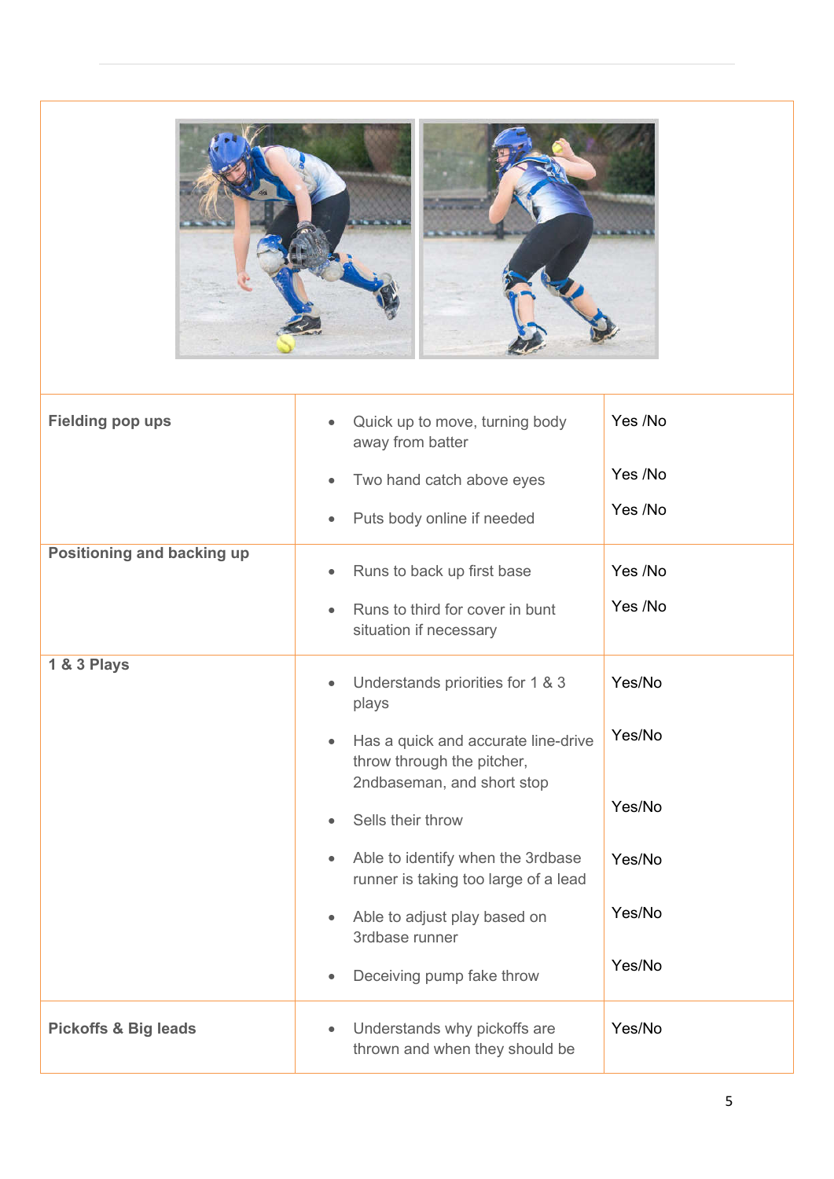| Fielding pop ups | • Quick up to move, turning body away from batter<br>• Two hand catch above eyes<br>• Puts body online if needed | Yes /No<br>Yes /No<br>Yes /No |
|---|---|---|
| **Positioning and backing up** | • Runs to back up first base<br>• Runs to third for cover in bunt situation if necessary | Yes /No<br>Yes /No |
| **1 & 3 Plays** | • Understands priorities for 1 & 3 plays<br>• Has a quick and accurate line-drive throw through the pitcher, 2ndbaseman, and short stop<br>• Sells their throw<br>• Able to identify when the 3rdbase runner is taking too large of a lead<br>• Able to adjust play based on 3rdbase runner<br>• Deceiving pump fake throw | Yes/No<br>Yes/No<br>Yes/No<br>Yes/No<br>Yes/No<br>Yes/No |
| **Pickoffs & Big leads** | • Understands why pickoffs are thrown and when they should be | Yes/No |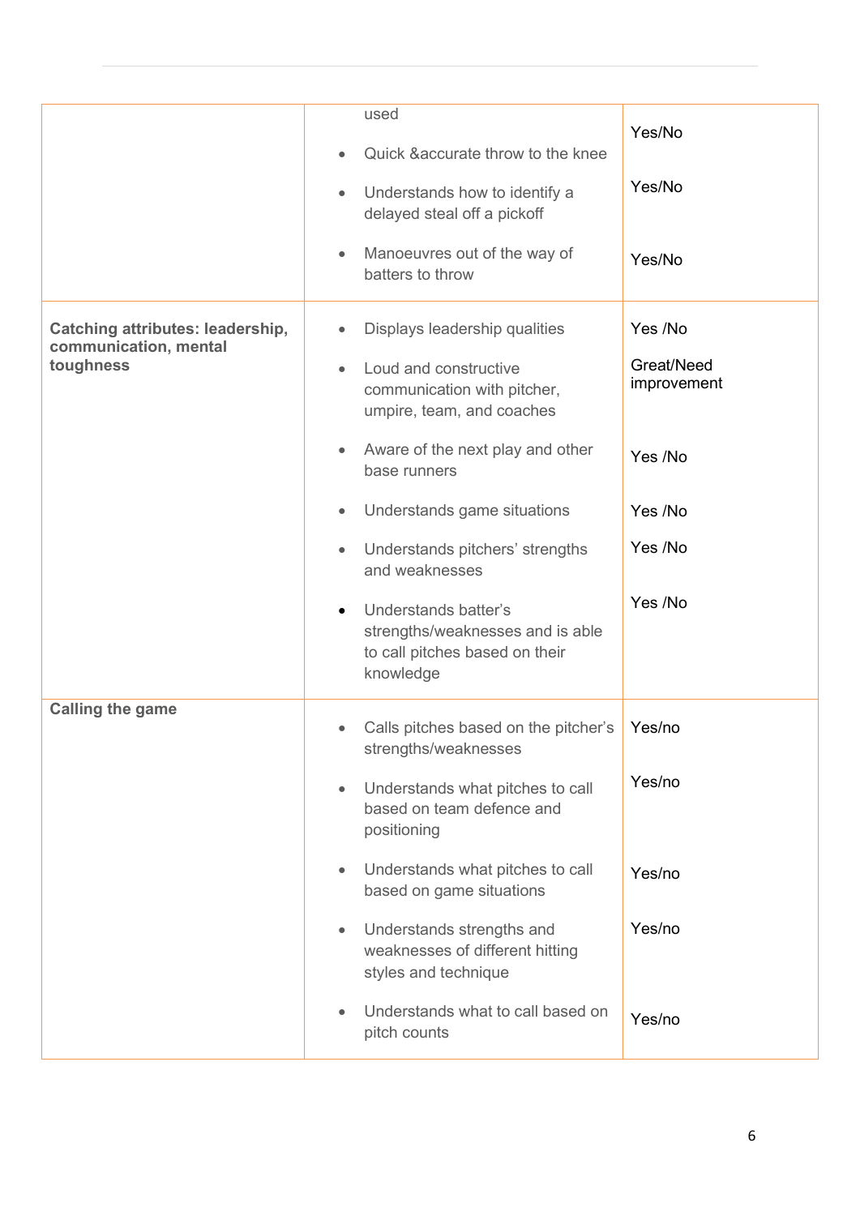| | | |
|---|---|---|
| | used<br>• Quick &accurate throw to the knee<br>• Understands how to identify a delayed steal off a pickoff<br>• Manoeuvres out of the way of batters to throw | Yes/No<br>Yes/No<br>Yes/No |
| **Catching attributes: leadership, communication, mental toughness** | • Displays leadership qualities<br>• Loud and constructive communication with pitcher, umpire, team, and coaches<br>• Aware of the next play and other base runners<br>• Understands game situations<br>• Understands pitchers' strengths and weaknesses<br>• Understands batter's strengths/weaknesses and is able to call pitches based on their knowledge | Yes /No<br>Great/Need improvement<br>Yes /No<br>Yes /No<br>Yes /No<br>Yes /No |
| **Calling the game** | • Calls pitches based on the pitcher's strengths/weaknesses<br>• Understands what pitches to call based on team defence and positioning<br>• Understands what pitches to call based on game situations<br>• Understands strengths and weaknesses of different hitting styles and technique<br>• Understands what to call based on pitch counts | Yes/no<br>Yes/no<br>Yes/no<br>Yes/no<br>Yes/no |